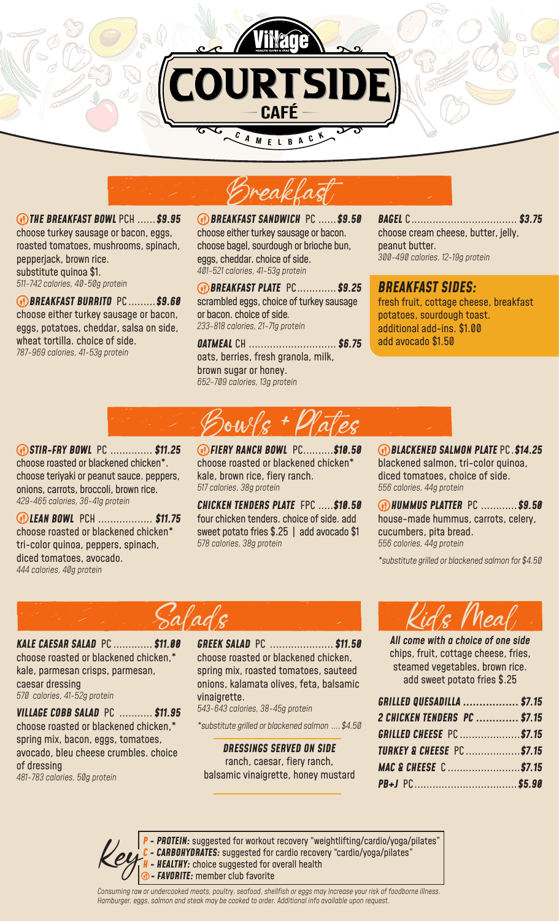# Village COURTSIDE CAFÉ

CAMELBACK

## Breakfast

**THE BREAKFAST BOWL** PCH ...... **$9.95**
choose turkey sausage or bacon, eggs, roasted tomatoes, mushrooms, spinach, pepperjack, brown rice.
substitute quinoa $1.
*511-742 calories, 40-50g protein*

**BREAKFAST BURRITO** PC ......... **$9.60**
choose either turkey sausage or bacon, eggs, potatoes, cheddar, salsa on side, wheat tortilla. choice of side.
*787-969 calories, 41-53g protein*

**BREAKFAST SANDWICH** PC ...... **$9.50**
choose either turkey sausage or bacon. choose bagel, sourdough or brioche bun, eggs, cheddar. choice of side.
*401-521 calories, 41-53g protein*

**BREAKFAST PLATE** PC ............. **$9.25**
scrambled eggs, choice of turkey sausage or bacon. choice of side.
*233-818 calories, 21-71g protein*

**OATMEAL** CH ............................. **$6.75**
oats, berries, fresh granola, milk, brown sugar or honey.
*652-709 calories, 13g protein*

**BAGEL** C .................................... **$3.75**
choose cream cheese, butter, jelly, peanut butter.
*300-490 calories, 12-19g protein*

### BREAKFAST SIDES:

fresh fruit, cottage cheese, breakfast potatoes, sourdough toast.
additional add-ins. $1.00
add avocado $1.50

## Bowls + Plates

**STIR-FRY BOWL** PC .............. **$11.25**
choose roasted or blackened chicken*. choose teriyaki or peanut sauce. peppers, onions, carrots, broccoli, brown rice.
*429-465 calories, 36-41g protein*

**LEAN BOWL** PCH .................. **$11.75**
choose roasted or blackened chicken* tri-color quinoa, peppers, spinach, diced tomatoes, avocado.
*444 calories, 40g protein*

**FIERY RANCH BOWL** PC.......... **$10.50**
choose roasted or blackened chicken* kale, brown rice, fiery ranch.
*517 calories, 38g protein*

**CHICKEN TENDERS PLATE** FPC ..... **$10.50**
four chicken tenders. choice of side. add sweet potato fries $.25 | add avocado $1
*578 calories, 38g protein*

**BLACKENED SALMON PLATE** PC . **$14.25**
blackened salmon, tri-color quinoa, diced tomatoes, choice of side.
*556 calories, 44g protein*

**HUMMUS PLATTER** PC ............ **$9.50**
house-made hummus, carrots, celery, cucumbers, pita bread.
*556 calories, 44g protein*

*\*substitute grilled or blackened salmon for $4.50*

## Salads

**KALE CAESAR SALAD** PC ............. **$11.00**
choose roasted or blackened chicken,* kale, parmesan crisps, parmesan, caesar dressing
*570 calories, 41-52g protein*

**VILLAGE COBB SALAD** PC ........... **$11.95**
choose roasted or blackened chicken,* spring mix, bacon, eggs, tomatoes, avocado, bleu cheese crumbles. choice of dressing
*481-783 calories, 50g protein*

**GREEK SALAD** PC ..................... **$11.50**
choose roasted or blackened chicken, spring mix, roasted tomatoes, sauteed onions, kalamata olives, feta, balsamic vinaigrette.
*543-643 calories, 38-45g protein*

*\*substitute grilled or blackened salmon .... $4.50*

**DRESSINGS SERVED ON SIDE**
ranch, caesar, fiery ranch, balsamic vinaigrette, honey mustard

## Kids Meal

***All come with a choice of one side***
chips, fruit, cottage cheese, fries, steamed vegetables, brown rice.
add sweet potato fries $.25

**GRILLED QUESADILLA** ................. **$7.15**
**2 CHICKEN TENDERS** PC ............. **$7.15**
**GRILLED CHEESE** PC .................... **$7.15**
**TURKEY & CHEESE** PC .................. **$7.15**
**MAC & CHEESE** C ........................ **$7.15**
**PB+J** PC .................................. **$5.90**

## Key

**P - PROTEIN:** suggested for workout recovery "weightlifting/cardio/yoga/pilates"
**C - CARBOHYDRATES:** suggested for cardio recovery "cardio/yoga/pilates"
**H - HEALTHY:** choice suggested for overall health
**FAVORITE:** member club favorite

*Consuming raw or undercooked meats, poultry, seafood, shellfish or eggs may increase your risk of foodborne illness. Hamburger, eggs, salmon and steak may be cooked to order. Additional info available upon request.*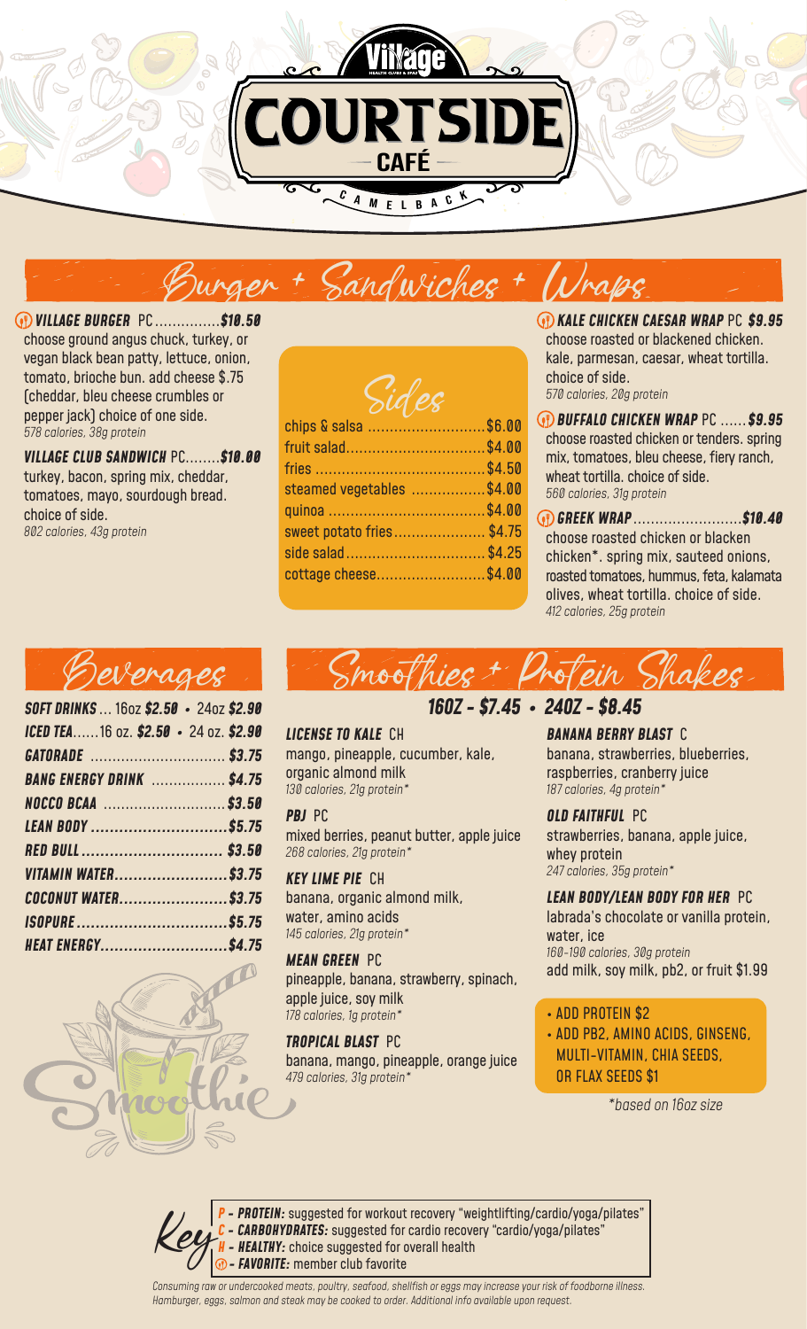# Village COURTSIDE CAFÉ CAMELBACK

## Burger + Sandwiches + Wraps

**VILLAGE BURGER** PC ............... **$10.50**
choose ground angus chuck, turkey, or vegan black bean patty, lettuce, onion, tomato, brioche bun. add cheese $.75 (cheddar, bleu cheese crumbles or pepper jack) choice of one side.
*578 calories, 38g protein*

**VILLAGE CLUB SANDWICH** PC........ **$10.00**
turkey, bacon, spring mix, cheddar, tomatoes, mayo, sourdough bread. choice of side.
*802 calories, 43g protein*

### Sides

| | |
|---|---|
| chips & salsa | $6.00 |
| fruit salad | $4.00 |
| fries | $4.50 |
| steamed vegetables | $4.00 |
| quinoa | $4.00 |
| sweet potato fries | $4.75 |
| side salad | $4.25 |
| cottage cheese | $4.00 |

**KALE CHICKEN CAESAR WRAP** PC **$9.95**
choose roasted or blackened chicken. kale, parmesan, caesar, wheat tortilla. choice of side.
*570 calories, 20g protein*

**BUFFALO CHICKEN WRAP** PC ...... **$9.95**
choose roasted chicken or tenders. spring mix, tomatoes, bleu cheese, fiery ranch, wheat tortilla. choice of side.
*560 calories, 31g protein*

**GREEK WRAP** .......................... **$10.40**
choose roasted chicken or blacken chicken*. spring mix, sauteed onions, roasted tomatoes, hummus, feta, kalamata olives, wheat tortilla. choice of side.
*412 calories, 25g protein*

## Beverages

| | |
|---|---|
| SOFT DRINKS | 16oz $2.50 • 24oz $2.90 |
| ICED TEA | 16 oz. $2.50 • 24 oz. $2.90 |
| GATORADE | $3.75 |
| BANG ENERGY DRINK | $4.75 |
| NOCCO BCAA | $3.50 |
| LEAN BODY | $5.75 |
| RED BULL | $3.50 |
| VITAMIN WATER | $3.75 |
| COCONUT WATER | $3.75 |
| ISOPURE | $5.75 |
| HEAT ENERGY | $4.75 |

Smoothie

## Smoothies + Protein Shakes

**16OZ - $7.45 • 24OZ - $8.45**

**LICENSE TO KALE** CH
mango, pineapple, cucumber, kale, organic almond milk
*130 calories, 21g protein**

**PBJ** PC
mixed berries, peanut butter, apple juice
*268 calories, 21g protein**

**KEY LIME PIE** CH
banana, organic almond milk, water, amino acids
*145 calories, 21g protein**

**MEAN GREEN** PC
pineapple, banana, strawberry, spinach, apple juice, soy milk
*178 calories, 1g protein**

**TROPICAL BLAST** PC
banana, mango, pineapple, orange juice
*479 calories, 31g protein**

**BANANA BERRY BLAST** C
banana, strawberries, blueberries, raspberries, cranberry juice
*187 calories, 4g protein**

**OLD FAITHFUL** PC
strawberries, banana, apple juice, whey protein
*247 calories, 35g protein**

**LEAN BODY/LEAN BODY FOR HER** PC
labrada's chocolate or vanilla protein, water, ice
*160-190 calories, 30g protein*
add milk, soy milk, pb2, or fruit $1.99

- ADD PROTEIN $2
- ADD PB2, AMINO ACIDS, GINSENG, MULTI-VITAMIN, CHIA SEEDS, OR FLAX SEEDS $1

*\*based on 16oz size*

**Key**
- **P - PROTEIN:** suggested for workout recovery "weightlifting/cardio/yoga/pilates"
- **C - CARBOHYDRATES:** suggested for cardio recovery "cardio/yoga/pilates"
- **H - HEALTHY:** choice suggested for overall health
- **FAVORITE:** member club favorite

*Consuming raw or undercooked meats, poultry, seafood, shellfish or eggs may increase your risk of foodborne illness. Hamburger, eggs, salmon and steak may be cooked to order. Additional info available upon request.*